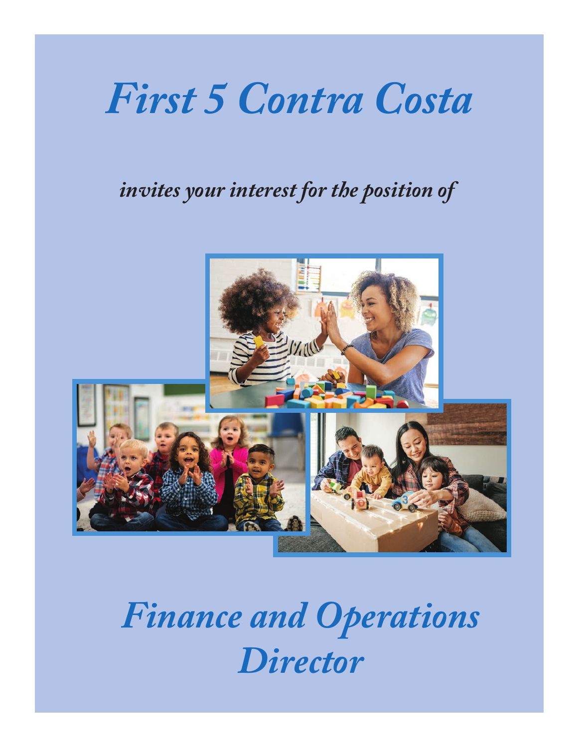# *First 5 Contra Costa*

*invites your interest for the position of*

# *Finance and Operations Director*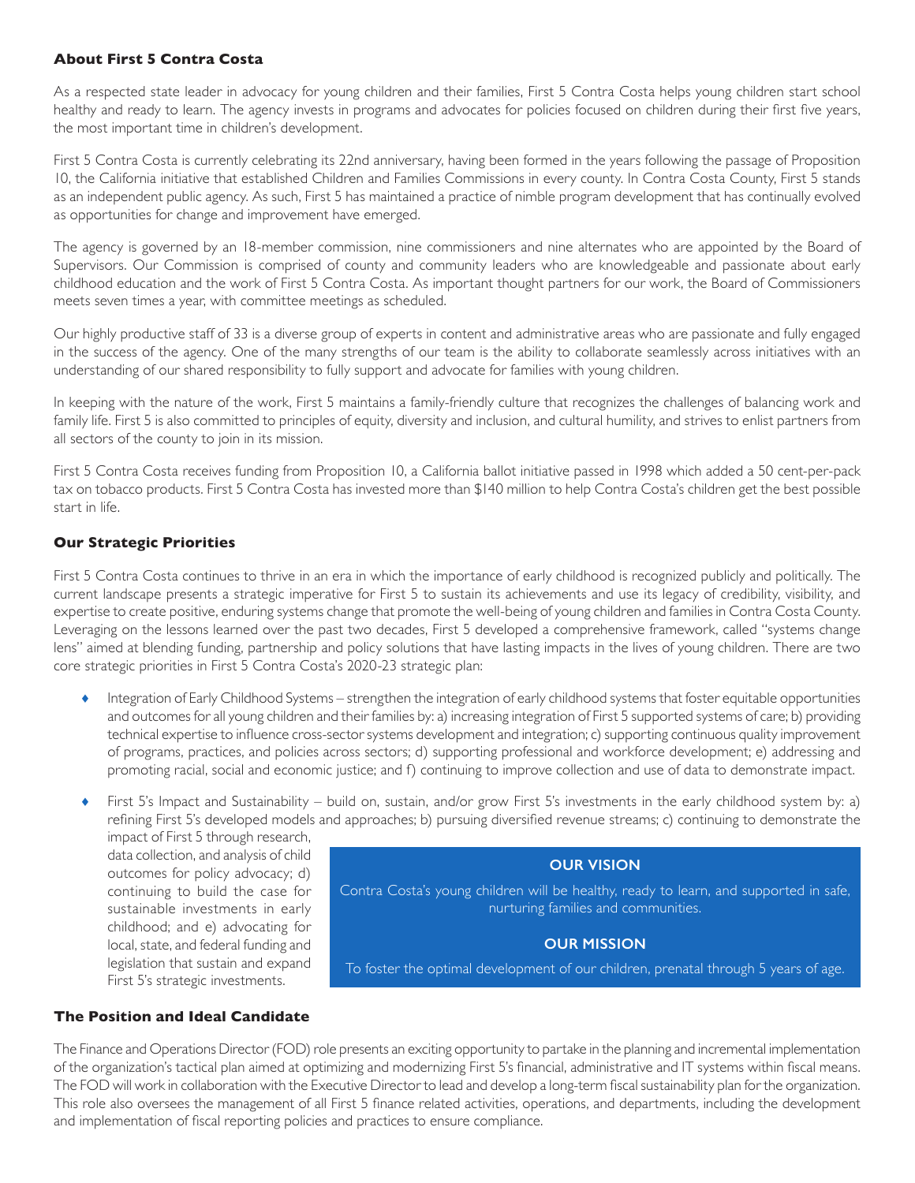### About First 5 Contra Costa

As a respected state leader in advocacy for young children and their families, First 5 Contra Costa helps young children start school healthy and ready to learn. The agency invests in programs and advocates for policies focused on children during their first five years, the most important time in children's development.

First 5 Contra Costa is currently celebrating its 22nd anniversary, having been formed in the years following the passage of Proposition 10, the California initiative that established Children and Families Commissions in every county. In Contra Costa County, First 5 stands as an independent public agency. As such, First 5 has maintained a practice of nimble program development that has continually evolved as opportunities for change and improvement have emerged.

The agency is governed by an 18-member commission, nine commissioners and nine alternates who are appointed by the Board of Supervisors. Our Commission is comprised of county and community leaders who are knowledgeable and passionate about early childhood education and the work of First 5 Contra Costa. As important thought partners for our work, the Board of Commissioners meets seven times a year, with committee meetings as scheduled.

Our highly productive staff of 33 is a diverse group of experts in content and administrative areas who are passionate and fully engaged in the success of the agency. One of the many strengths of our team is the ability to collaborate seamlessly across initiatives with an understanding of our shared responsibility to fully support and advocate for families with young children.

In keeping with the nature of the work, First 5 maintains a family-friendly culture that recognizes the challenges of balancing work and family life. First 5 is also committed to principles of equity, diversity and inclusion, and cultural humility, and strives to enlist partners from all sectors of the county to join in its mission.

First 5 Contra Costa receives funding from Proposition 10, a California ballot initiative passed in 1998 which added a 50 cent-per-pack tax on tobacco products. First 5 Contra Costa has invested more than $140 million to help Contra Costa's children get the best possible start in life.

### Our Strategic Priorities

First 5 Contra Costa continues to thrive in an era in which the importance of early childhood is recognized publicly and politically. The current landscape presents a strategic imperative for First 5 to sustain its achievements and use its legacy of credibility, visibility, and expertise to create positive, enduring systems change that promote the well-being of young children and families in Contra Costa County. Leveraging on the lessons learned over the past two decades, First 5 developed a comprehensive framework, called "systems change lens" aimed at blending funding, partnership and policy solutions that have lasting impacts in the lives of young children. There are two core strategic priorities in First 5 Contra Costa's 2020-23 strategic plan:

- Integration of Early Childhood Systems – strengthen the integration of early childhood systems that foster equitable opportunities and outcomes for all young children and their families by: a) increasing integration of First 5 supported systems of care; b) providing technical expertise to influence cross-sector systems development and integration; c) supporting continuous quality improvement of programs, practices, and policies across sectors; d) supporting professional and workforce development; e) addressing and promoting racial, social and economic justice; and f) continuing to improve collection and use of data to demonstrate impact.
- First 5's Impact and Sustainability – build on, sustain, and/or grow First 5's investments in the early childhood system by: a) refining First 5's developed models and approaches; b) pursuing diversified revenue streams; c) continuing to demonstrate the impact of First 5 through research, data collection, and analysis of child outcomes for policy advocacy; d) continuing to build the case for sustainable investments in early childhood; and e) advocating for local, state, and federal funding and legislation that sustain and expand First 5's strategic investments.

**OUR VISION**

Contra Costa's young children will be healthy, ready to learn, and supported in safe, nurturing families and communities.

**OUR MISSION**

To foster the optimal development of our children, prenatal through 5 years of age.

### The Position and Ideal Candidate

The Finance and Operations Director (FOD) role presents an exciting opportunity to partake in the planning and incremental implementation of the organization's tactical plan aimed at optimizing and modernizing First 5's financial, administrative and IT systems within fiscal means. The FOD will work in collaboration with the Executive Director to lead and develop a long-term fiscal sustainability plan for the organization. This role also oversees the management of all First 5 finance related activities, operations, and departments, including the development and implementation of fiscal reporting policies and practices to ensure compliance.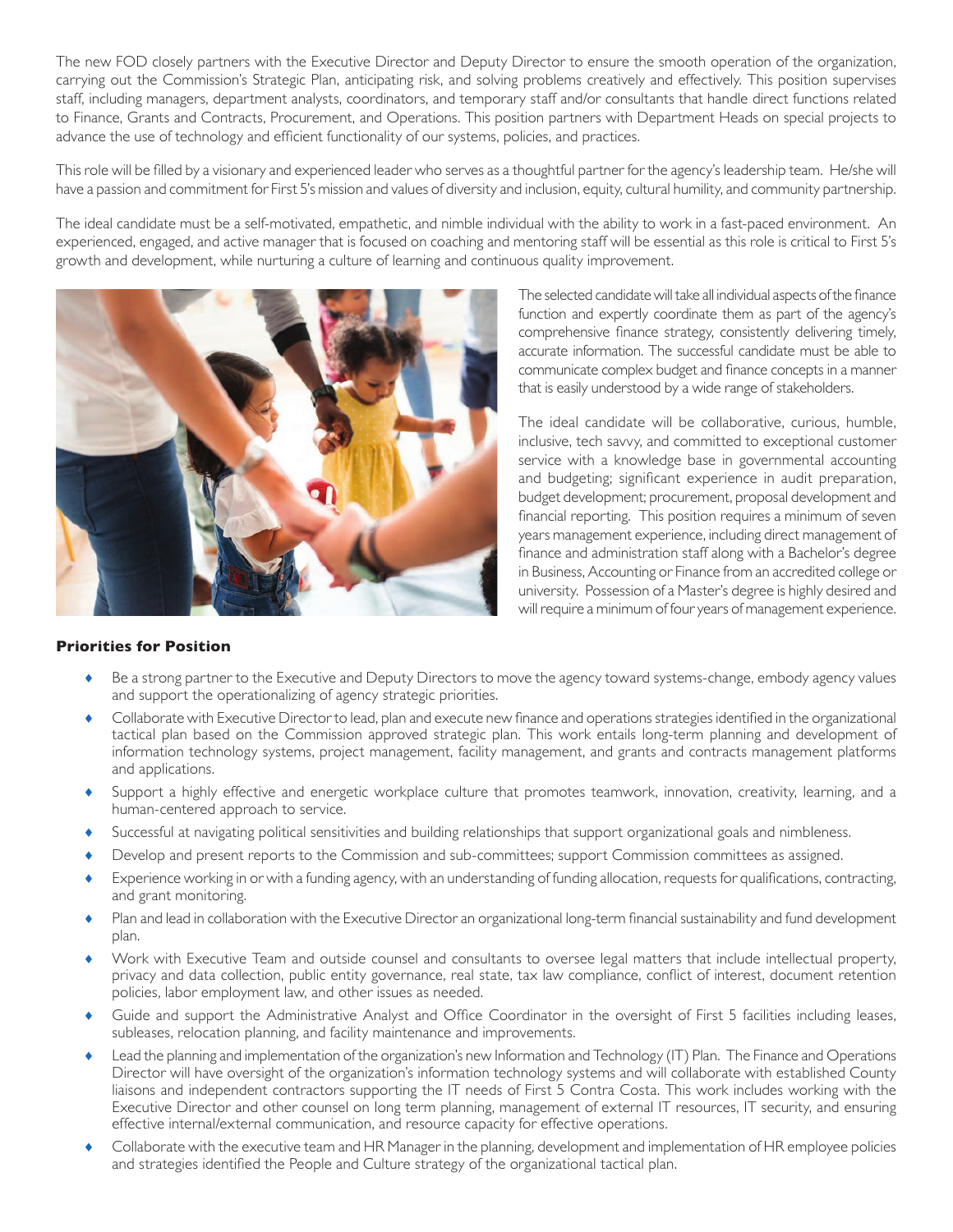The new FOD closely partners with the Executive Director and Deputy Director to ensure the smooth operation of the organization, carrying out the Commission's Strategic Plan, anticipating risk, and solving problems creatively and effectively. This position supervises staff, including managers, department analysts, coordinators, and temporary staff and/or consultants that handle direct functions related to Finance, Grants and Contracts, Procurement, and Operations. This position partners with Department Heads on special projects to advance the use of technology and efficient functionality of our systems, policies, and practices.

This role will be filled by a visionary and experienced leader who serves as a thoughtful partner for the agency's leadership team. He/she will have a passion and commitment for First 5's mission and values of diversity and inclusion, equity, cultural humility, and community partnership.

The ideal candidate must be a self-motivated, empathetic, and nimble individual with the ability to work in a fast-paced environment. An experienced, engaged, and active manager that is focused on coaching and mentoring staff will be essential as this role is critical to First 5's growth and development, while nurturing a culture of learning and continuous quality improvement.

The selected candidate will take all individual aspects of the finance function and expertly coordinate them as part of the agency's comprehensive finance strategy, consistently delivering timely, accurate information. The successful candidate must be able to communicate complex budget and finance concepts in a manner that is easily understood by a wide range of stakeholders.

The ideal candidate will be collaborative, curious, humble, inclusive, tech savvy, and committed to exceptional customer service with a knowledge base in governmental accounting and budgeting; significant experience in audit preparation, budget development; procurement, proposal development and financial reporting. This position requires a minimum of seven years management experience, including direct management of finance and administration staff along with a Bachelor's degree in Business, Accounting or Finance from an accredited college or university. Possession of a Master's degree is highly desired and will require a minimum of four years of management experience.

**Priorities for Position**

- Be a strong partner to the Executive and Deputy Directors to move the agency toward systems-change, embody agency values and support the operationalizing of agency strategic priorities.
- Collaborate with Executive Director to lead, plan and execute new finance and operations strategies identified in the organizational tactical plan based on the Commission approved strategic plan. This work entails long-term planning and development of information technology systems, project management, facility management, and grants and contracts management platforms and applications.
- Support a highly effective and energetic workplace culture that promotes teamwork, innovation, creativity, learning, and a human-centered approach to service.
- Successful at navigating political sensitivities and building relationships that support organizational goals and nimbleness.
- Develop and present reports to the Commission and sub-committees; support Commission committees as assigned.
- Experience working in or with a funding agency, with an understanding of funding allocation, requests for qualifications, contracting, and grant monitoring.
- Plan and lead in collaboration with the Executive Director an organizational long-term financial sustainability and fund development plan.
- Work with Executive Team and outside counsel and consultants to oversee legal matters that include intellectual property, privacy and data collection, public entity governance, real state, tax law compliance, conflict of interest, document retention policies, labor employment law, and other issues as needed.
- Guide and support the Administrative Analyst and Office Coordinator in the oversight of First 5 facilities including leases, subleases, relocation planning, and facility maintenance and improvements.
- Lead the planning and implementation of the organization's new Information and Technology (IT) Plan. The Finance and Operations Director will have oversight of the organization's information technology systems and will collaborate with established County liaisons and independent contractors supporting the IT needs of First 5 Contra Costa. This work includes working with the Executive Director and other counsel on long term planning, management of external IT resources, IT security, and ensuring effective internal/external communication, and resource capacity for effective operations.
- Collaborate with the executive team and HR Manager in the planning, development and implementation of HR employee policies and strategies identified the People and Culture strategy of the organizational tactical plan.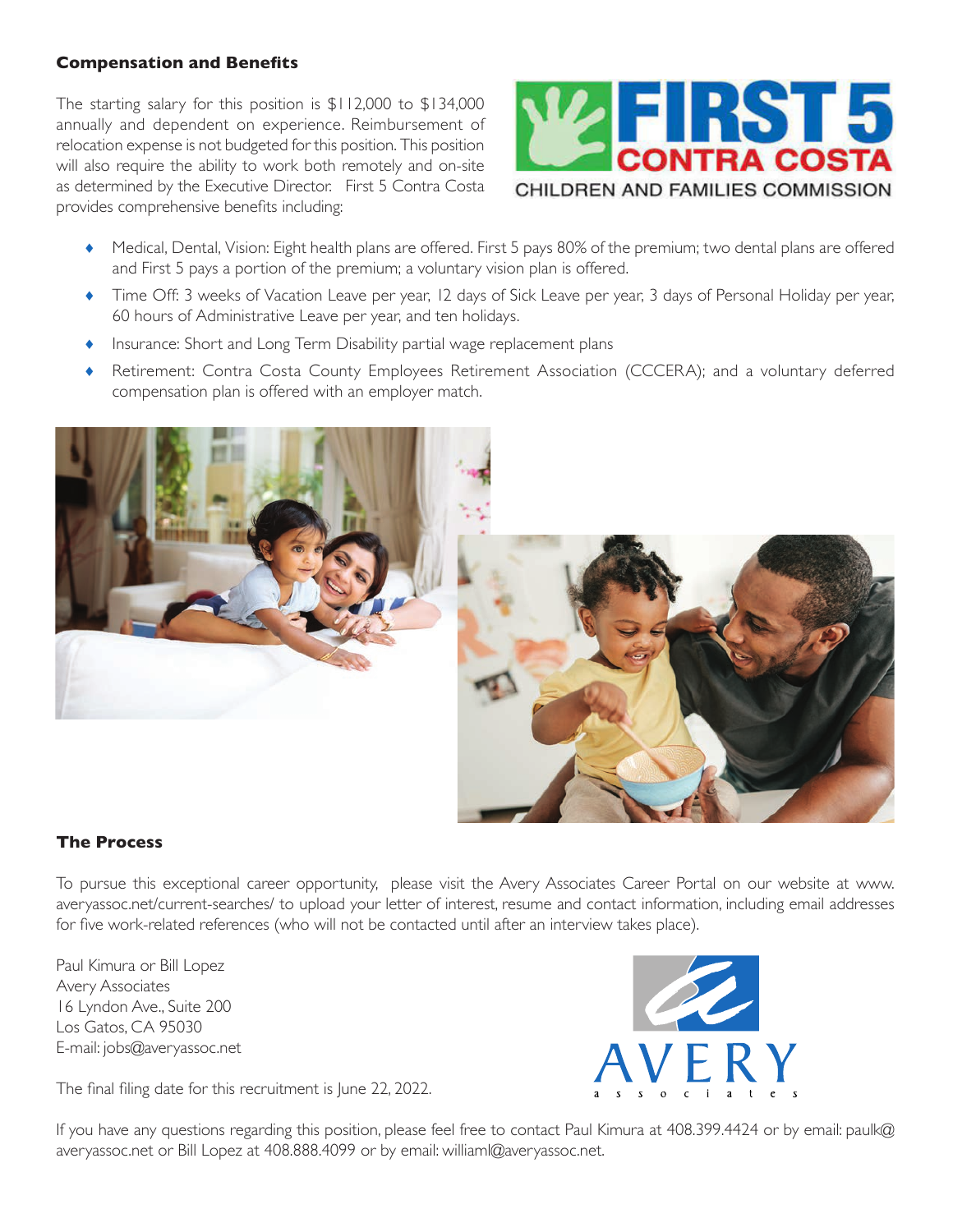## Compensation and Benefits

The starting salary for this position is $112,000 to $134,000 annually and dependent on experience. Reimbursement of relocation expense is not budgeted for this position. This position will also require the ability to work both remotely and on-site as determined by the Executive Director. First 5 Contra Costa provides comprehensive benefits including:

- Medical, Dental, Vision: Eight health plans are offered. First 5 pays 80% of the premium; two dental plans are offered and First 5 pays a portion of the premium; a voluntary vision plan is offered.
- Time Off: 3 weeks of Vacation Leave per year, 12 days of Sick Leave per year, 3 days of Personal Holiday per year, 60 hours of Administrative Leave per year, and ten holidays.
- Insurance: Short and Long Term Disability partial wage replacement plans
- Retirement: Contra Costa County Employees Retirement Association (CCCERA); and a voluntary deferred compensation plan is offered with an employer match.

## The Process

To pursue this exceptional career opportunity, please visit the Avery Associates Career Portal on our website at www.averyassoc.net/current-searches/ to upload your letter of interest, resume and contact information, including email addresses for five work-related references (who will not be contacted until after an interview takes place).

Paul Kimura or Bill Lopez
Avery Associates
16 Lyndon Ave., Suite 200
Los Gatos, CA 95030
E-mail: jobs@averyassoc.net

The final filing date for this recruitment is June 22, 2022.

If you have any questions regarding this position, please feel free to contact Paul Kimura at 408.399.4424 or by email: paulk@averyassoc.net or Bill Lopez at 408.888.4099 or by email: williaml@averyassoc.net.